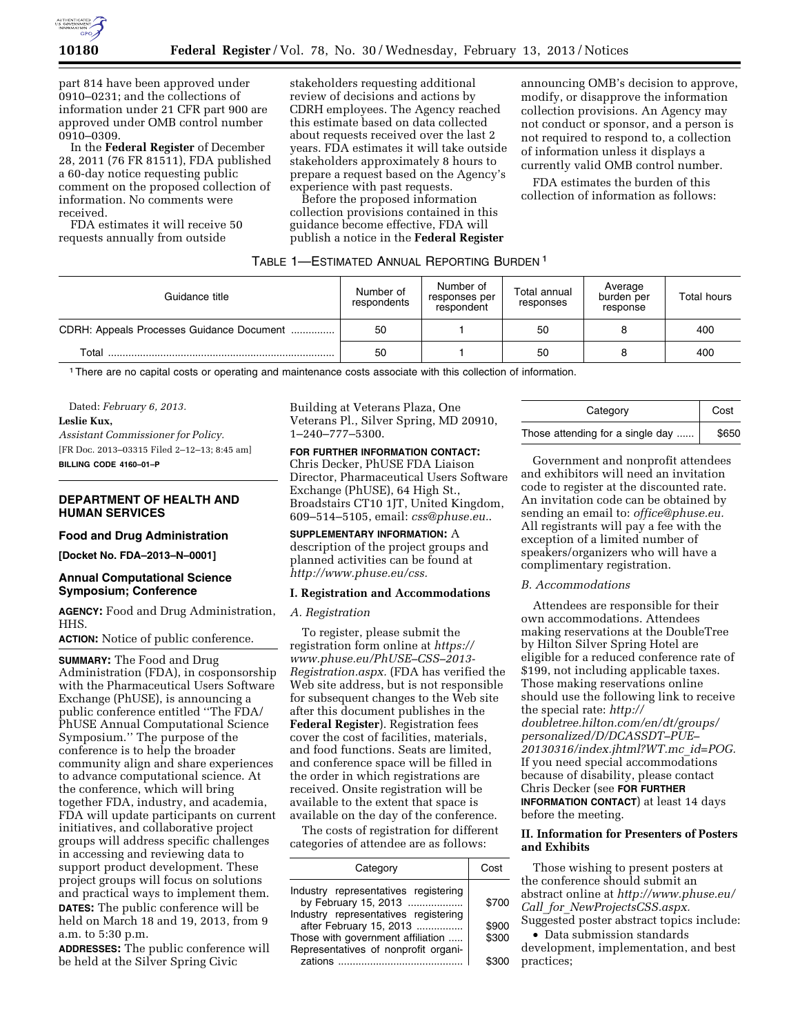part 814 have been approved under 0910–0231; and the collections of information under 21 CFR part 900 are approved under OMB control number 0910–0309.

In the **Federal Register** of December 28, 2011 (76 FR 81511), FDA published a 60-day notice requesting public comment on the proposed collection of information. No comments were received.

FDA estimates it will receive 50 requests annually from outside stakeholders requesting additional review of decisions and actions by CDRH employees. The Agency reached this estimate based on data collected about requests received over the last 2 years. FDA estimates it will take outside stakeholders approximately 8 hours to prepare a request based on the Agency's experience with past requests.

Before the proposed information collection provisions contained in this guidance become effective, FDA will publish a notice in the **Federal Register** announcing OMB's decision to approve, modify, or disapprove the information collection provisions. An Agency may not conduct or sponsor, and a person is not required to respond to, a collection of information unless it displays a currently valid OMB control number.

FDA estimates the burden of this collection of information as follows:

TABLE 1—ESTIMATED ANNUAL REPORTING BURDEN [1]

| Guidance title | Number of respondents | Number of responses per respondent | Total annual responses | Average burden per response | Total hours |
|---|---|---|---|---|---|
| CDRH: Appeals Processes Guidance Document | 50 | 1 | 50 | 8 | 400 |
| Total | 50 | 1 | 50 | 8 | 400 |

[1] There are no capital costs or operating and maintenance costs associate with this collection of information.

Dated: *February 6, 2013.*

**Leslie Kux,**

*Assistant Commissioner for Policy.*

[FR Doc. 2013–03315 Filed 2–12–13; 8:45 am]

**BILLING CODE 4160–01–P**

---

## DEPARTMENT OF HEALTH AND HUMAN SERVICES

### Food and Drug Administration

**[Docket No. FDA–2013–N–0001]**

### Annual Computational Science Symposium; Conference

**AGENCY:** Food and Drug Administration, HHS.

**ACTION:** Notice of public conference.

**SUMMARY:** The Food and Drug Administration (FDA), in cosponsorship with the Pharmaceutical Users Software Exchange (PhUSE), is announcing a public conference entitled ''The FDA/PhUSE Annual Computational Science Symposium.'' The purpose of the conference is to help the broader community align and share experiences to advance computational science. At the conference, which will bring together FDA, industry, and academia, FDA will update participants on current initiatives, and collaborative project groups will address specific challenges in accessing and reviewing data to support product development. These project groups will focus on solutions and practical ways to implement them.

**DATES:** The public conference will be held on March 18 and 19, 2013, from 9 a.m. to 5:30 p.m.

**ADDRESSES:** The public conference will be held at the Silver Spring Civic Building at Veterans Plaza, One Veterans Pl., Silver Spring, MD 20910, 1–240–777–5300.

**FOR FURTHER INFORMATION CONTACT:** Chris Decker, PhUSE FDA Liaison Director, Pharmaceutical Users Software Exchange (PhUSE), 64 High St., Broadstairs CT10 1JT, United Kingdom, 609–514–5105, email: *css@phuse.eu.*.

**SUPPLEMENTARY INFORMATION:** A description of the project groups and planned activities can be found at *http://www.phuse.eu/css.*

#### I. Registration and Accommodations

*A. Registration*

To register, please submit the registration form online at *https://www.phuse.eu/PhUSE–CSS–2013-Registration.aspx.* (FDA has verified the Web site address, but is not responsible for subsequent changes to the Web site after this document publishes in the **Federal Register**). Registration fees cover the cost of facilities, materials, and food functions. Seats are limited, and conference space will be filled in the order in which registrations are received. Onsite registration will be available to the extent that space is available on the day of the conference.

The costs of registration for different categories of attendee are as follows:

| Category | Cost |
|---|---|
| Industry representatives registering by February 15, 2013 | $700 |
| Industry representatives registering after February 15, 2013 | $900 |
| Those with government affiliation | $300 |
| Representatives of nonprofit organizations | $300 |
| Those attending for a single day | $650 |

Government and nonprofit attendees and exhibitors will need an invitation code to register at the discounted rate. An invitation code can be obtained by sending an email to: *office@phuse.eu.* All registrants will pay a fee with the exception of a limited number of speakers/organizers who will have a complimentary registration.

*B. Accommodations*

Attendees are responsible for their own accommodations. Attendees making reservations at the DoubleTree by Hilton Silver Spring Hotel are eligible for a reduced conference rate of $199, not including applicable taxes. Those making reservations online should use the following link to receive the special rate: *http://doubletree.hilton.com/en/dt/groups/personalized/D/DCASSDT–PUE–20130316/index.jhtml?WT.mc_id=POG.* If you need special accommodations because of disability, please contact Chris Decker (see **FOR FURTHER INFORMATION CONTACT**) at least 14 days before the meeting.

#### II. Information for Presenters of Posters and Exhibits

Those wishing to present posters at the conference should submit an abstract online at *http://www.phuse.eu/Call_for_NewProjectsCSS.aspx.* Suggested poster abstract topics include:

- Data submission standards development, implementation, and best practices;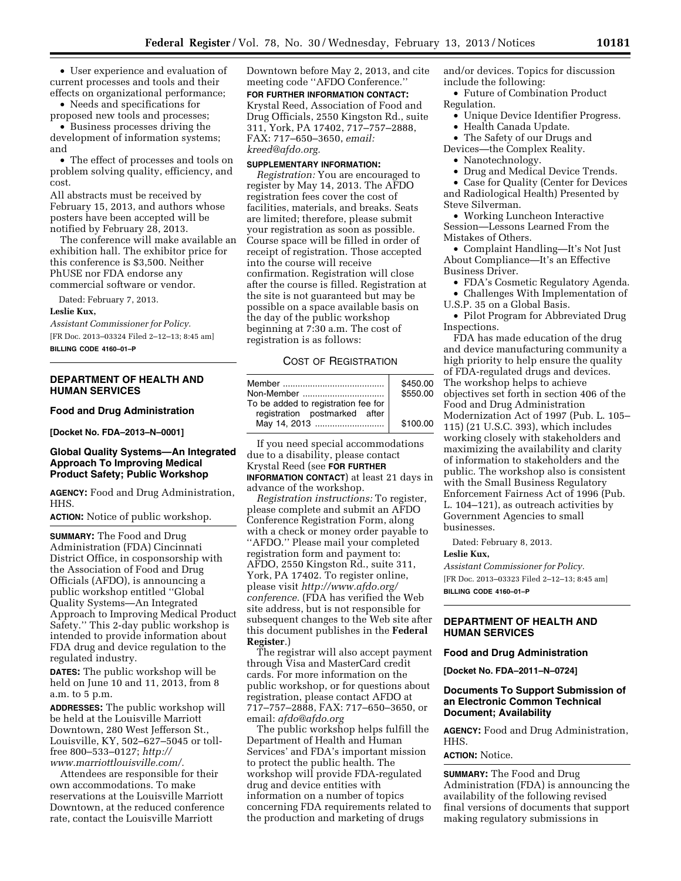- User experience and evaluation of current processes and tools and their effects on organizational performance;
- Needs and specifications for proposed new tools and processes;
- Business processes driving the development of information systems; and
- The effect of processes and tools on problem solving quality, efficiency, and cost.

All abstracts must be received by February 15, 2013, and authors whose posters have been accepted will be notified by February 28, 2013.

The conference will make available an exhibition hall. The exhibitor price for this conference is $3,500. Neither PhUSE nor FDA endorse any commercial software or vendor.

Dated: February 7, 2013.

**Leslie Kux,**

*Assistant Commissioner for Policy.*

[FR Doc. 2013–03324 Filed 2–12–13; 8:45 am]

**BILLING CODE 4160–01–P**

## DEPARTMENT OF HEALTH AND HUMAN SERVICES

### Food and Drug Administration

**[Docket No. FDA–2013–N–0001]**

### Global Quality Systems—An Integrated Approach To Improving Medical Product Safety; Public Workshop

**AGENCY:** Food and Drug Administration, HHS.

**ACTION:** Notice of public workshop.

**SUMMARY:** The Food and Drug Administration (FDA) Cincinnati District Office, in cosponsorship with the Association of Food and Drug Officials (AFDO), is announcing a public workshop entitled ''Global Quality Systems—An Integrated Approach to Improving Medical Product Safety.'' This 2-day public workshop is intended to provide information about FDA drug and device regulation to the regulated industry.

**DATES:** The public workshop will be held on June 10 and 11, 2013, from 8 a.m. to 5 p.m.

**ADDRESSES:** The public workshop will be held at the Louisville Marriott Downtown, 280 West Jefferson St., Louisville, KY, 502–627–5045 or toll-free 800–533–0127; *http://www.marriottlouisville.com/.*

Attendees are responsible for their own accommodations. To make reservations at the Louisville Marriott Downtown, at the reduced conference rate, contact the Louisville Marriott Downtown before May 2, 2013, and cite meeting code ''AFDO Conference.''

**FOR FURTHER INFORMATION CONTACT:** Krystal Reed, Association of Food and Drug Officials, 2550 Kingston Rd., suite 311, York, PA 17402, 717–757–2888, FAX: 717–650–3650, *email: kreed@afdo.org.*

**SUPPLEMENTARY INFORMATION:**

*Registration:* You are encouraged to register by May 14, 2013. The AFDO registration fees cover the cost of facilities, materials, and breaks. Seats are limited; therefore, please submit your registration as soon as possible. Course space will be filled in order of receipt of registration. Those accepted into the course will receive confirmation. Registration will close after the course is filled. Registration at the site is not guaranteed but may be possible on a space available basis on the day of the public workshop beginning at 7:30 a.m. The cost of registration is as follows:

COST OF REGISTRATION

| | |
|---|---|
| Member | $450.00 |
| Non-Member | $550.00 |
| To be added to registration fee for registration postmarked after May 14, 2013 | $100.00 |

If you need special accommodations due to a disability, please contact Krystal Reed (see **FOR FURTHER INFORMATION CONTACT**) at least 21 days in advance of the workshop.

*Registration instructions:* To register, please complete and submit an AFDO Conference Registration Form, along with a check or money order payable to ''AFDO.'' Please mail your completed registration form and payment to: AFDO, 2550 Kingston Rd., suite 311, York, PA 17402. To register online, please visit *http://www.afdo.org/conference.* (FDA has verified the Web site address, but is not responsible for subsequent changes to the Web site after this document publishes in the **Federal Register**.)

The registrar will also accept payment through Visa and MasterCard credit cards. For more information on the public workshop, or for questions about registration, please contact AFDO at 717–757–2888, FAX: 717–650–3650, or email: *afdo@afdo.org*

The public workshop helps fulfill the Department of Health and Human Services' and FDA's important mission to protect the public health. The workshop will provide FDA-regulated drug and device entities with information on a number of topics concerning FDA requirements related to the production and marketing of drugs and/or devices. Topics for discussion include the following:

- Future of Combination Product Regulation.
- Unique Device Identifier Progress.
- Health Canada Update.
- The Safety of our Drugs and Devices—the Complex Reality.
- Nanotechnology.
- Drug and Medical Device Trends.
- Case for Quality (Center for Devices and Radiological Health) Presented by Steve Silverman.
- Working Luncheon Interactive Session—Lessons Learned From the Mistakes of Others.
- Complaint Handling—It's Not Just About Compliance—It's an Effective Business Driver.
- FDA's Cosmetic Regulatory Agenda.
- Challenges With Implementation of U.S.P. 35 on a Global Basis.
- Pilot Program for Abbreviated Drug Inspections.

FDA has made education of the drug and device manufacturing community a high priority to help ensure the quality of FDA-regulated drugs and devices. The workshop helps to achieve objectives set forth in section 406 of the Food and Drug Administration Modernization Act of 1997 (Pub. L. 105–115) (21 U.S.C. 393), which includes working closely with stakeholders and maximizing the availability and clarity of information to stakeholders and the public. The workshop also is consistent with the Small Business Regulatory Enforcement Fairness Act of 1996 (Pub. L. 104–121), as outreach activities by Government Agencies to small businesses.

Dated: February 8, 2013.

**Leslie Kux,**

*Assistant Commissioner for Policy.*

[FR Doc. 2013–03323 Filed 2–12–13; 8:45 am]

**BILLING CODE 4160–01–P**

## DEPARTMENT OF HEALTH AND HUMAN SERVICES

### Food and Drug Administration

**[Docket No. FDA–2011–N–0724]**

### Documents To Support Submission of an Electronic Common Technical Document; Availability

**AGENCY:** Food and Drug Administration, HHS.

**ACTION:** Notice.

**SUMMARY:** The Food and Drug Administration (FDA) is announcing the availability of the following revised final versions of documents that support making regulatory submissions in